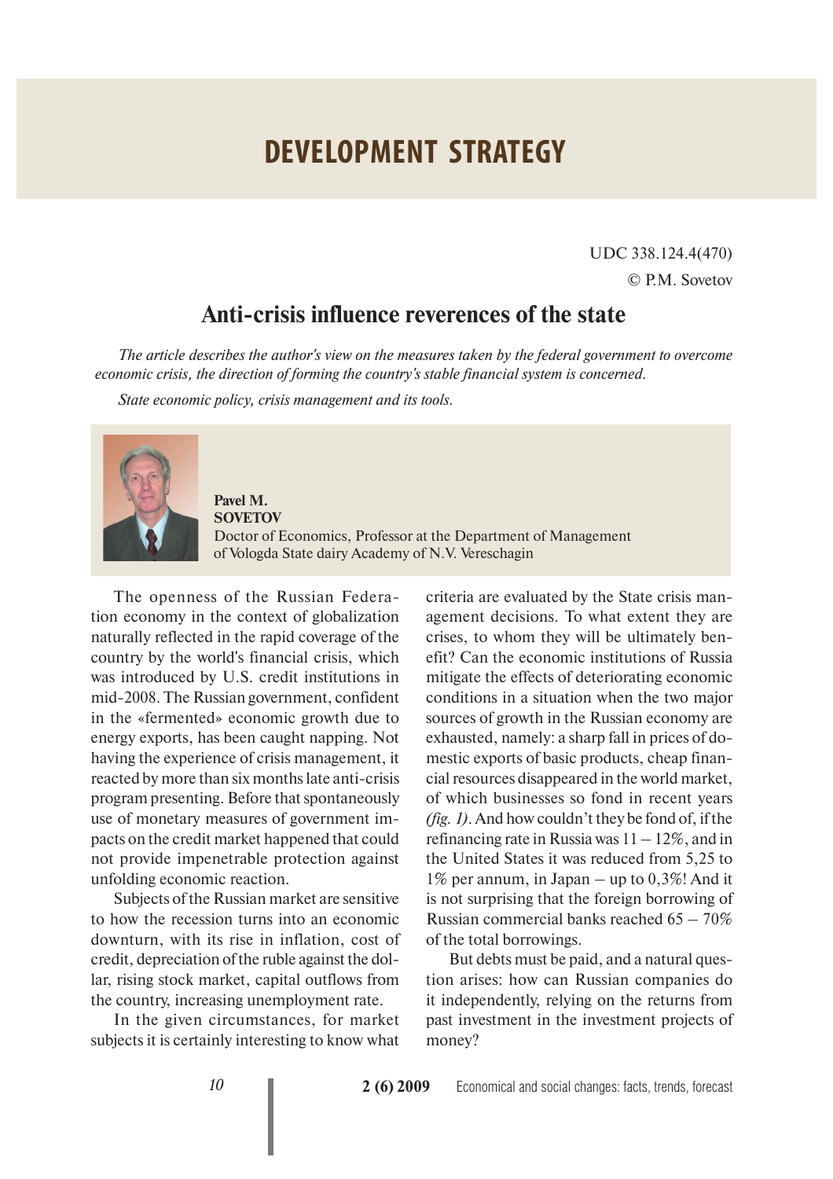# DEVELOPMENT STRATEGY

UDC 338.124.4(470)

© P.M. Sovetov

## Anti-crisis influence reverences of the state

*The article describes the author's view on the measures taken by the federal government to overcome economic crisis, the direction of forming the country's stable financial system is concerned.*

*State economic policy, crisis management and its tools.*

**Pavel M. SOVETOV**
Doctor of Economics, Professor at the Department of Management of Vologda State dairy Academy of N.V. Vereschagin

The openness of the Russian Federation economy in the context of globalization naturally reflected in the rapid coverage of the country by the world's financial crisis, which was introduced by U.S. credit institutions in mid-2008. The Russian government, confident in the «fermented» economic growth due to energy exports, has been caught napping. Not having the experience of crisis management, it reacted by more than six months late anti-crisis program presenting. Before that spontaneously use of monetary measures of government impacts on the credit market happened that could not provide impenetrable protection against unfolding economic reaction.

Subjects of the Russian market are sensitive to how the recession turns into an economic downturn, with its rise in inflation, cost of credit, depreciation of the ruble against the dollar, rising stock market, capital outflows from the country, increasing unemployment rate.

In the given circumstances, for market subjects it is certainly interesting to know what criteria are evaluated by the State crisis management decisions. To what extent they are crises, to whom they will be ultimately benefit? Can the economic institutions of Russia mitigate the effects of deteriorating economic conditions in a situation when the two major sources of growth in the Russian economy are exhausted, namely: a sharp fall in prices of domestic exports of basic products, cheap financial resources disappeared in the world market, of which businesses so fond in recent years *(fig. 1)*. And how couldn't they be fond of, if the refinancing rate in Russia was 11 – 12%, and in the United States it was reduced from 5,25 to 1% per annum, in Japan – up to 0,3%! And it is not surprising that the foreign borrowing of Russian commercial banks reached 65 – 70% of the total borrowings.

But debts must be paid, and a natural question arises: how can Russian companies do it independently, relying on the returns from past investment in the investment projects of money?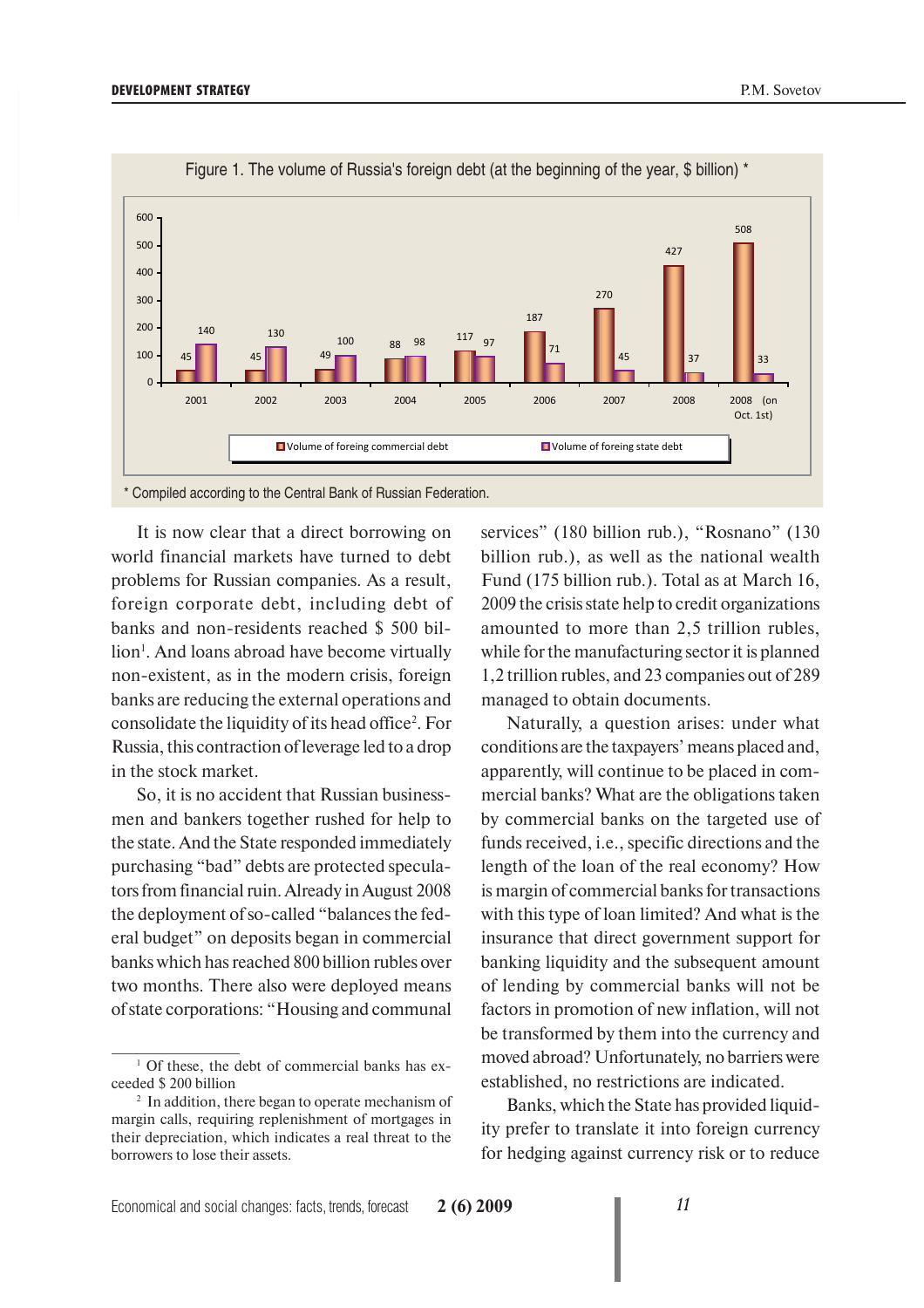Figure 1. The volume of Russia's foreign debt (at the beginning of the year, $ billion) *

| | 2001 | 2002 | 2003 | 2004 | 2005 | 2006 | 2007 | 2008 | 2008 (on Oct. 1st) |
|---|---|---|---|---|---|---|---|---|---|
| Volume of foreing commercial debt | 45 | 45 | 49 | 88 | 117 | 187 | 270 | 427 | 508 |
| Volume of foreing state debt | 140 | 130 | 100 | 98 | 97 | 71 | 45 | 37 | 33 |

* Compiled according to the Central Bank of Russian Federation.

It is now clear that a direct borrowing on world financial markets have turned to debt problems for Russian companies. As a result, foreign corporate debt, including debt of banks and non-residents reached $ 500 billion[1]. And loans abroad have become virtually non-existent, as in the modern crisis, foreign banks are reducing the external operations and consolidate the liquidity of its head office[2]. For Russia, this contraction of leverage led to a drop in the stock market.

So, it is no accident that Russian businessmen and bankers together rushed for help to the state. And the State responded immediately purchasing "bad" debts are protected speculators from financial ruin. Already in August 2008 the deployment of so-called "balances the federal budget" on deposits began in commercial banks which has reached 800 billion rubles over two months. There also were deployed means of state corporations: "Housing and communal services" (180 billion rub.), "Rosnano" (130 billion rub.), as well as the national wealth Fund (175 billion rub.). Total as at March 16, 2009 the crisis state help to credit organizations amounted to more than 2,5 trillion rubles, while for the manufacturing sector it is planned 1,2 trillion rubles, and 23 companies out of 289 managed to obtain documents.

Naturally, a question arises: under what conditions are the taxpayers' means placed and, apparently, will continue to be placed in commercial banks? What are the obligations taken by commercial banks on the targeted use of funds received, i.e., specific directions and the length of the loan of the real economy? How is margin of commercial banks for transactions with this type of loan limited? And what is the insurance that direct government support for banking liquidity and the subsequent amount of lending by commercial banks will not be factors in promotion of new inflation, will not be transformed by them into the currency and moved abroad? Unfortunately, no barriers were established, no restrictions are indicated.

Banks, which the State has provided liquidity prefer to translate it into foreign currency for hedging against currency risk or to reduce

[1] Of these, the debt of commercial banks has exceeded $ 200 billion

[2] In addition, there began to operate mechanism of margin calls, requiring replenishment of mortgages in their depreciation, which indicates a real threat to the borrowers to lose their assets.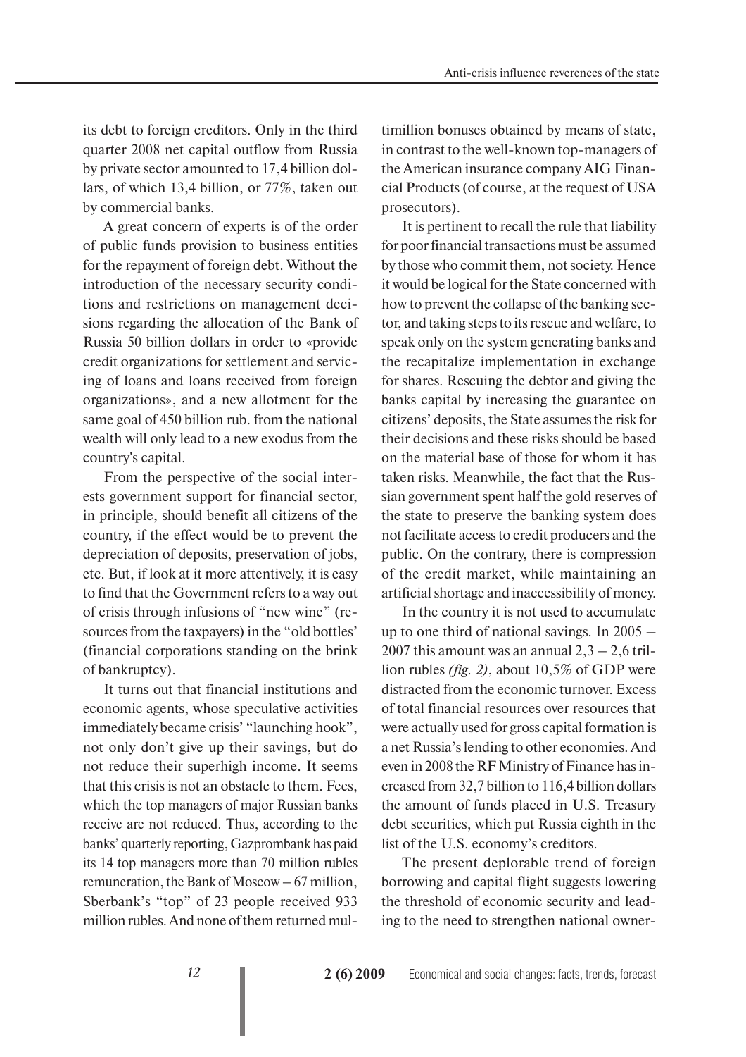its debt to foreign creditors. Only in the third quarter 2008 net capital outflow from Russia by private sector amounted to 17,4 billion dollars, of which 13,4 billion, or 77%, taken out by commercial banks.

A great concern of experts is of the order of public funds provision to business entities for the repayment of foreign debt. Without the introduction of the necessary security conditions and restrictions on management decisions regarding the allocation of the Bank of Russia 50 billion dollars in order to «provide credit organizations for settlement and servicing of loans and loans received from foreign organizations», and a new allotment for the same goal of 450 billion rub. from the national wealth will only lead to a new exodus from the country's capital.

From the perspective of the social interests government support for financial sector, in principle, should benefit all citizens of the country, if the effect would be to prevent the depreciation of deposits, preservation of jobs, etc. But, if look at it more attentively, it is easy to find that the Government refers to a way out of crisis through infusions of "new wine" (resources from the taxpayers) in the "old bottles' (financial corporations standing on the brink of bankruptcy).

It turns out that financial institutions and economic agents, whose speculative activities immediately became crisis' "launching hook", not only don't give up their savings, but do not reduce their superhigh income. It seems that this crisis is not an obstacle to them. Fees, which the top managers of major Russian banks receive are not reduced. Thus, according to the banks' quarterly reporting, Gazprombank has paid its 14 top managers more than 70 million rubles remuneration, the Bank of Moscow – 67 million, Sberbank's "top" of 23 people received 933 million rubles. And none of them returned multimillion bonuses obtained by means of state, in contrast to the well-known top-managers of the American insurance company AIG Financial Products (of course, at the request of USA prosecutors).

It is pertinent to recall the rule that liability for poor financial transactions must be assumed by those who commit them, not society. Hence it would be logical for the State concerned with how to prevent the collapse of the banking sector, and taking steps to its rescue and welfare, to speak only on the system generating banks and the recapitalize implementation in exchange for shares. Rescuing the debtor and giving the banks capital by increasing the guarantee on citizens' deposits, the State assumes the risk for their decisions and these risks should be based on the material base of those for whom it has taken risks. Meanwhile, the fact that the Russian government spent half the gold reserves of the state to preserve the banking system does not facilitate access to credit producers and the public. On the contrary, there is compression of the credit market, while maintaining an artificial shortage and inaccessibility of money.

In the country it is not used to accumulate up to one third of national savings. In 2005 – 2007 this amount was an annual 2,3 – 2,6 trillion rubles *(fig. 2)*, about 10,5% of GDP were distracted from the economic turnover. Excess of total financial resources over resources that were actually used for gross capital formation is a net Russia's lending to other economies. And even in 2008 the RF Ministry of Finance has increased from 32,7 billion to 116,4 billion dollars the amount of funds placed in U.S. Treasury debt securities, which put Russia eighth in the list of the U.S. economy's creditors.

The present deplorable trend of foreign borrowing and capital flight suggests lowering the threshold of economic security and leading to the need to strengthen national owner-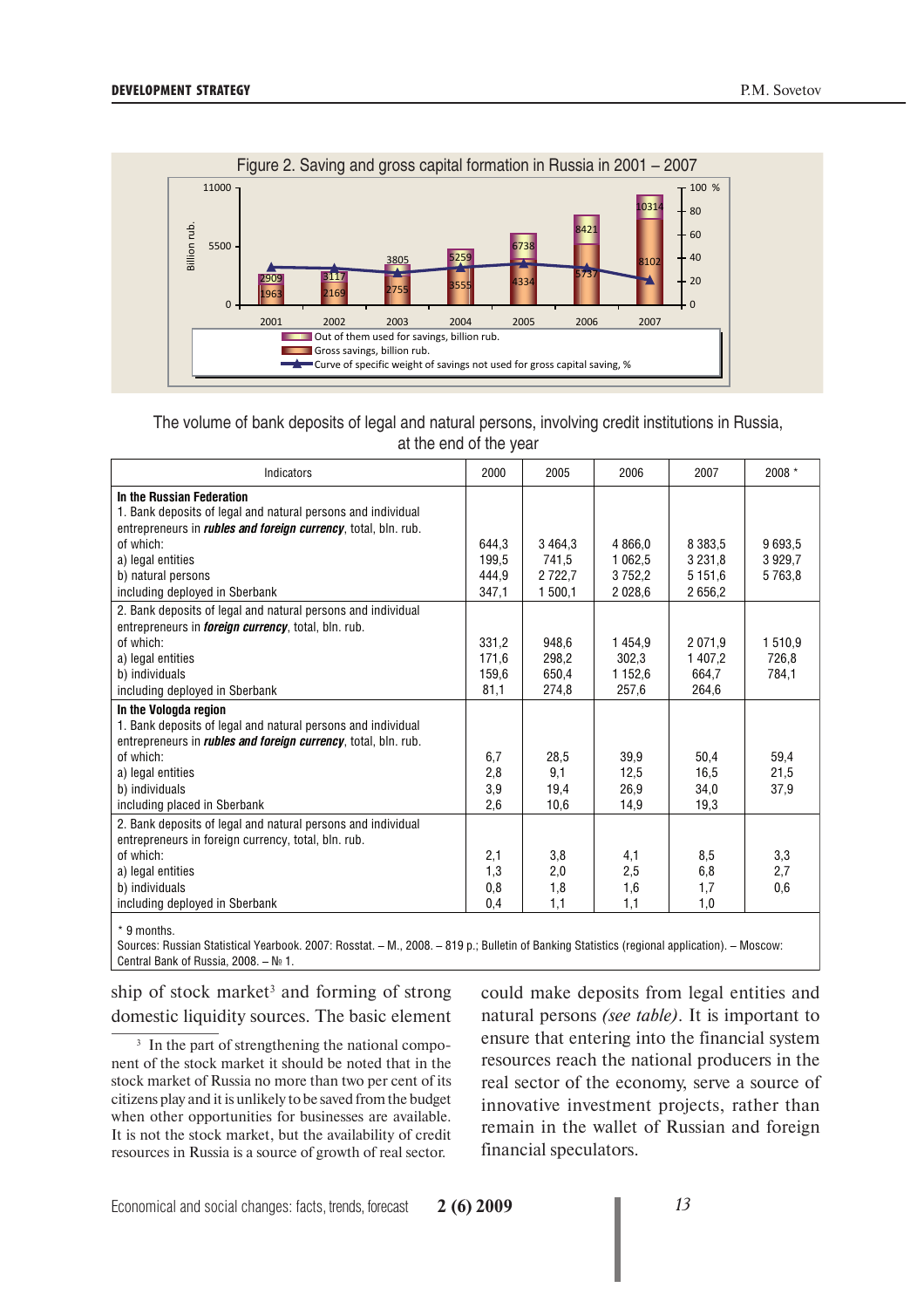Figure 2. Saving and gross capital formation in Russia in 2001 – 2007

| Year | Gross savings, billion rub. | Out of them used for savings, billion rub. |
|---|---|---|
| 2001 | 2909 | 1963 |
| 2002 | 3117 | 2169 |
| 2003 | 3805 | 2755 |
| 2004 | 5259 | 3555 |
| 2005 | 6738 | 4334 |
| 2006 | 8421 | 5737 |
| 2007 | 10314 | 8102 |

Out of them used for savings, billion rub.
Gross savings, billion rub.
Curve of specific weight of savings not used for gross capital saving, %

The volume of bank deposits of legal and natural persons, involving credit institutions in Russia, at the end of the year

| Indicators | 2000 | 2005 | 2006 | 2007 | 2008 * |
|---|---|---|---|---|---|
| **In the Russian Federation** | | | | | |
| 1. Bank deposits of legal and natural persons and individual entrepreneurs in ***rubles and foreign currency***, total, bln. rub. | 644,3 | 3 464,3 | 4 866,0 | 8 383,5 | 9 693,5 |
| of which: | | | | | |
| a) legal entities | 199,5 | 741,5 | 1 062,5 | 3 231,8 | 3 929,7 |
| b) natural persons | 444,9 | 2 722,7 | 3 752,2 | 5 151,6 | 5 763,8 |
| including deployed in Sberbank | 347,1 | 1 500,1 | 2 028,6 | 2 656,2 | |
| 2. Bank deposits of legal and natural persons and individual entrepreneurs in ***foreign currency***, total, bln. rub. | 331,2 | 948,6 | 1 454,9 | 2 071,9 | 1 510,9 |
| of which: | | | | | |
| a) legal entities | 171,6 | 298,2 | 302,3 | 1 407,2 | 726,8 |
| b) individuals | 159,6 | 650,4 | 1 152,6 | 664,7 | 784,1 |
| including deployed in Sberbank | 81,1 | 274,8 | 257,6 | 264,6 | |
| **In the Vologda region** | | | | | |
| 1. Bank deposits of legal and natural persons and individual entrepreneurs in ***rubles and foreign currency***, total, bln. rub. | 6,7 | 28,5 | 39,9 | 50,4 | 59,4 |
| of which: | | | | | |
| a) legal entities | 2,8 | 9,1 | 12,5 | 16,5 | 21,5 |
| b) individuals | 3,9 | 19,4 | 26,9 | 34,0 | 37,9 |
| including placed in Sberbank | 2,6 | 10,6 | 14,9 | 19,3 | |
| 2. Bank deposits of legal and natural persons and individual entrepreneurs in foreign currency, total, bln. rub. | 2,1 | 3,8 | 4,1 | 8,5 | 3,3 |
| of which: | | | | | |
| a) legal entities | 1,3 | 2,0 | 2,5 | 6,8 | 2,7 |
| b) individuals | 0,8 | 1,8 | 1,6 | 1,7 | 0,6 |
| including deployed in Sberbank | 0,4 | 1,1 | 1,1 | 1,0 | |

\* 9 months.
Sources: Russian Statistical Yearbook. 2007: Rosstat. – M., 2008. – 819 p.; Bulletin of Banking Statistics (regional application). – Moscow: Central Bank of Russia, 2008. – № 1.

ship of stock market[3] and forming of strong domestic liquidity sources. The basic element could make deposits from legal entities and natural persons *(see table)*. It is important to ensure that entering into the financial system resources reach the national producers in the real sector of the economy, serve a source of innovative investment projects, rather than remain in the wallet of Russian and foreign financial speculators.

[3] In the part of strengthening the national component of the stock market it should be noted that in the stock market of Russia no more than two per cent of its citizens play and it is unlikely to be saved from the budget when other opportunities for businesses are available. It is not the stock market, but the availability of credit resources in Russia is a source of growth of real sector.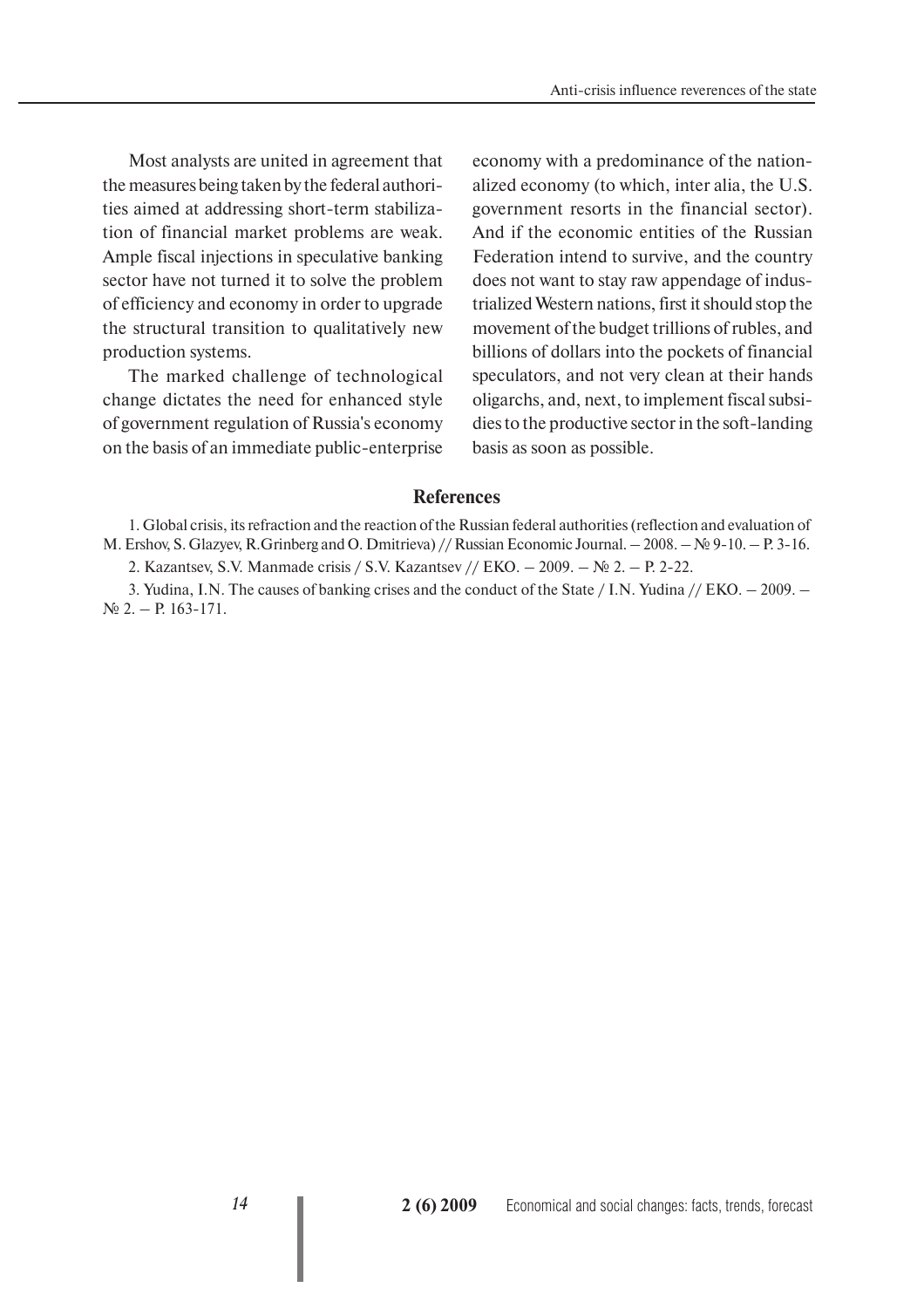Most analysts are united in agreement that the measures being taken by the federal authorities aimed at addressing short-term stabilization of financial market problems are weak. Ample fiscal injections in speculative banking sector have not turned it to solve the problem of efficiency and economy in order to upgrade the structural transition to qualitatively new production systems.

The marked challenge of technological change dictates the need for enhanced style of government regulation of Russia's economy on the basis of an immediate public-enterprise economy with a predominance of the nationalized economy (to which, inter alia, the U.S. government resorts in the financial sector). And if the economic entities of the Russian Federation intend to survive, and the country does not want to stay raw appendage of industrialized Western nations, first it should stop the movement of the budget trillions of rubles, and billions of dollars into the pockets of financial speculators, and not very clean at their hands oligarchs, and, next, to implement fiscal subsidies to the productive sector in the soft-landing basis as soon as possible.

## References

1. Global crisis, its refraction and the reaction of the Russian federal authorities (reflection and evaluation of M. Ershov, S. Glazyev, R.Grinberg and O. Dmitrieva) // Russian Economic Journal. – 2008. – № 9-10. – P. 3-16.

2. Kazantsev, S.V. Manmade crisis / S.V. Kazantsev // EKO. – 2009. – № 2. – P. 2-22.

3. Yudina, I.N. The causes of banking crises and the conduct of the State / I.N. Yudina // EKO. – 2009. – № 2. – P. 163-171.